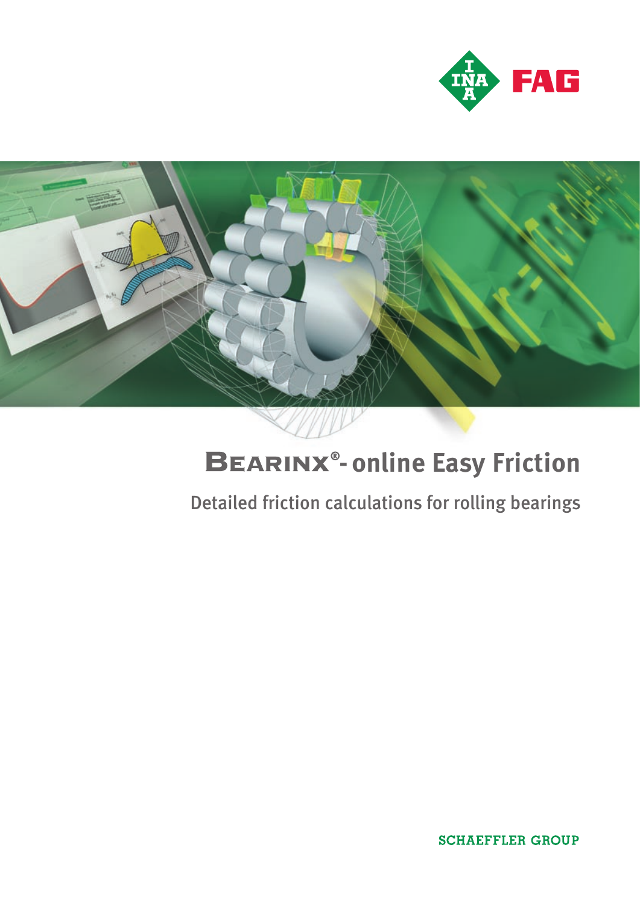# BEARINX®- online Easy Friction

## Detailed friction calculations for rolling bearings

SCHAEFFLER GROUP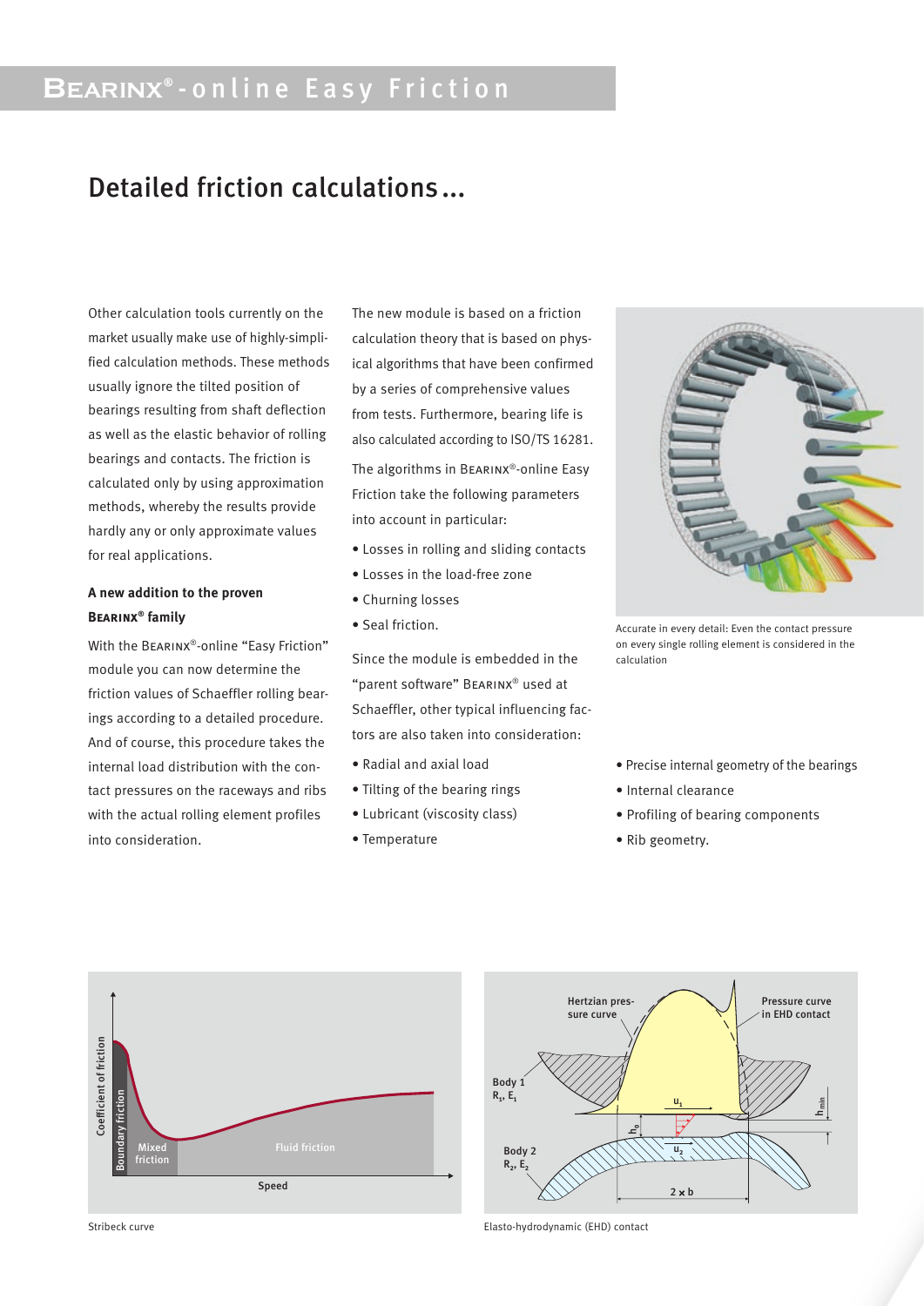## BEARINX®-online Easy Friction

# Detailed friction calculations...

Other calculation tools currently on the market usually make use of highly-simplified calculation methods. These methods usually ignore the tilted position of bearings resulting from shaft deflection as well as the elastic behavior of rolling bearings and contacts. The friction is calculated only by using approximation methods, whereby the results provide hardly any or only approximate values for real applications.

### A new addition to the proven BEARINX® family

With the BEARINX®-online "Easy Friction" module you can now determine the friction values of Schaeffler rolling bearings according to a detailed procedure. And of course, this procedure takes the internal load distribution with the contact pressures on the raceways and ribs with the actual rolling element profiles into consideration.

The new module is based on a friction calculation theory that is based on physical algorithms that have been confirmed by a series of comprehensive values from tests. Furthermore, bearing life is also calculated according to ISO/TS 16281.

The algorithms in BEARINX®-online Easy Friction take the following parameters into account in particular:

- Losses in rolling and sliding contacts
- Losses in the load-free zone
- Churning losses
- Seal friction.

Since the module is embedded in the "parent software" BEARINX® used at Schaeffler, other typical influencing factors are also taken into consideration:

- Radial and axial load
- Tilting of the bearing rings
- Lubricant (viscosity class)
- Temperature
- Precise internal geometry of the bearings
- Internal clearance
- Profiling of bearing components
- Rib geometry.

Accurate in every detail: Even the contact pressure on every single rolling element is considered in the calculation

Stribeck curve

Elasto-hydrodynamic (EHD) contact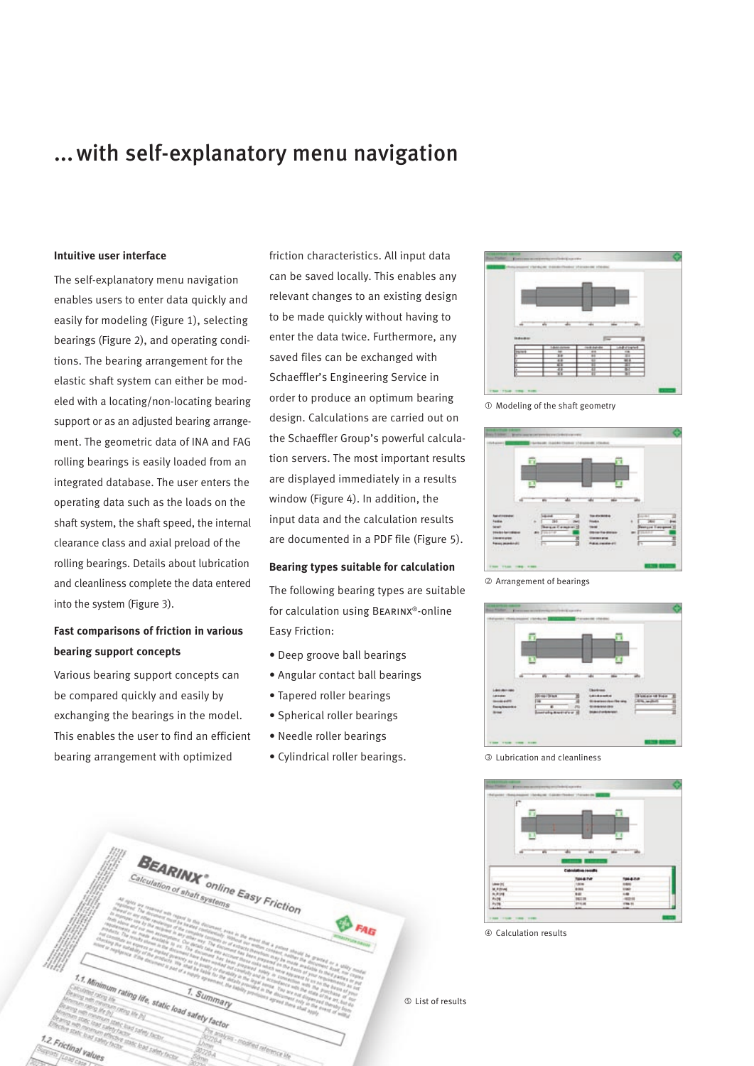# ... with self-explanatory menu navigation

**Intuitive user interface**

The self-explanatory menu navigation enables users to enter data quickly and easily for modeling (Figure 1), selecting bearings (Figure 2), and operating conditions. The bearing arrangement for the elastic shaft system can either be modeled with a locating/non-locating bearing support or as an adjusted bearing arrangement. The geometric data of INA and FAG rolling bearings is easily loaded from an integrated database. The user enters the operating data such as the loads on the shaft system, the shaft speed, the internal clearance class and axial preload of the rolling bearings. Details about lubrication and cleanliness complete the data entered into the system (Figure 3).

**Fast comparisons of friction in various bearing support concepts**

Various bearing support concepts can be compared quickly and easily by exchanging the bearings in the model. This enables the user to find an efficient bearing arrangement with optimized friction characteristics. All input data can be saved locally. This enables any relevant changes to an existing design to be made quickly without having to enter the data twice. Furthermore, any saved files can be exchanged with Schaeffler's Engineering Service in order to produce an optimum bearing design. Calculations are carried out on the Schaeffler Group's powerful calculation servers. The most important results are displayed immediately in a results window (Figure 4). In addition, the input data and the calculation results are documented in a PDF file (Figure 5).

**Bearing types suitable for calculation**

The following bearing types are suitable for calculation using BEARINX®-online Easy Friction:

- Deep groove ball bearings
- Angular contact ball bearings
- Tapered roller bearings
- Spherical roller bearings
- Needle roller bearings
- Cylindrical roller bearings.

① Modeling of the shaft geometry

② Arrangement of bearings

③ Lubrication and cleanliness

④ Calculation results

⑤ List of results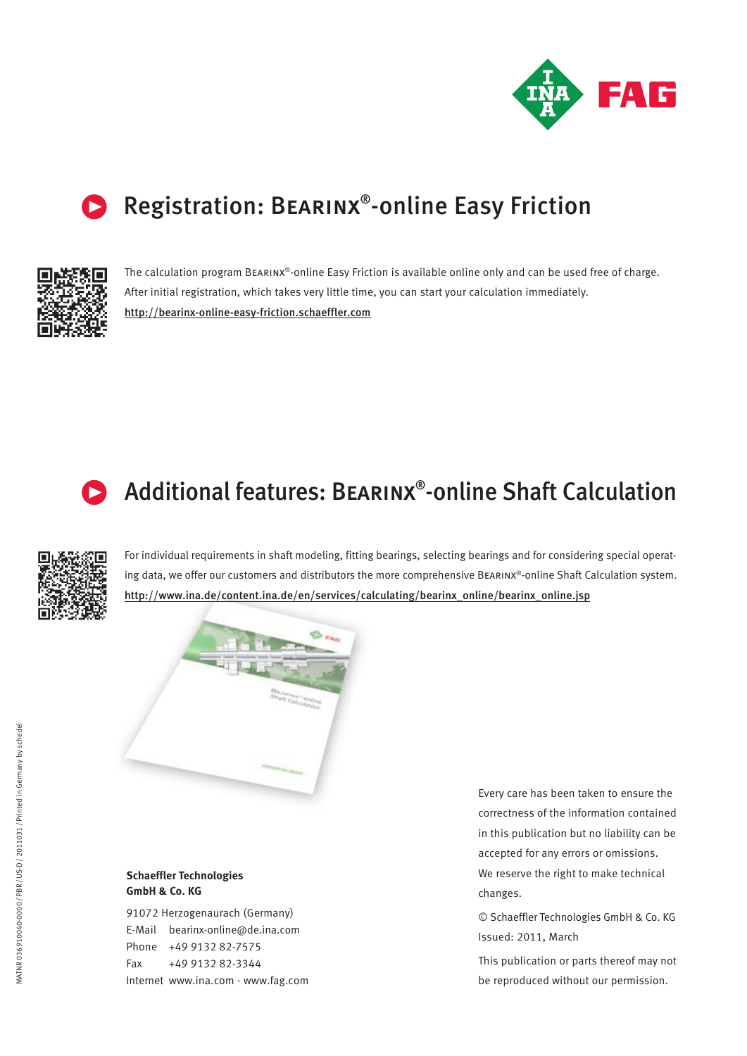# Registration: BEARINX®-online Easy Friction

The calculation program BEARINX®-online Easy Friction is available online only and can be used free of charge. After initial registration, which takes very little time, you can start your calculation immediately.
http://bearinx-online-easy-friction.schaeffler.com

# Additional features: BEARINX®-online Shaft Calculation

For individual requirements in shaft modeling, fitting bearings, selecting bearings and for considering special operating data, we offer our customers and distributors the more comprehensive BEARINX®-online Shaft Calculation system.
http://www.ina.de/content.ina.de/en/services/calculating/bearinx_online/bearinx_online.jsp

**Schaeffler Technologies GmbH & Co. KG**

91072 Herzogenaurach (Germany)
E-Mail bearinx-online@de.ina.com
Phone +49 9132 82-7575
Fax +49 9132 82-3344
Internet www.ina.com · www.fag.com

Every care has been taken to ensure the correctness of the information contained in this publication but no liability can be accepted for any errors or omissions. We reserve the right to make technical changes.

© Schaeffler Technologies GmbH & Co. KG
Issued: 2011, March

This publication or parts thereof may not be reproduced without our permission.

MATNR 036910040-0000 / PBR / US-D / 2011031 / Printed in Germany by schedel